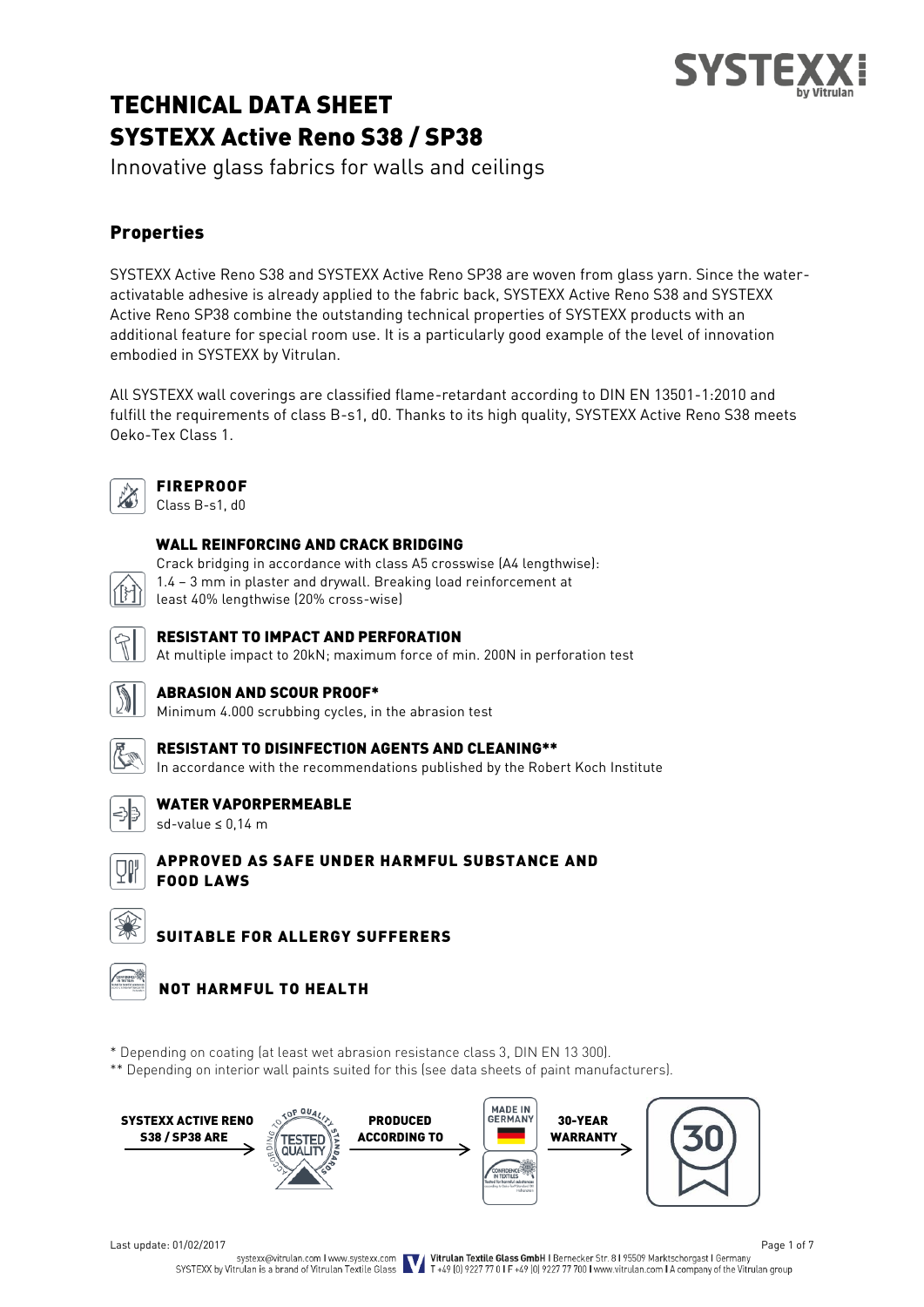# TECHNICAL DATA SHEET

# SYSTEXX Active Reno S38 / SP38

Innovative glass fabrics for walls and ceilings

## Properties

SYSTEXX Active Reno S38 and SYSTEXX Active Reno SP38 are woven from glass yarn. Since the water-activatable adhesive is already applied to the fabric back, SYSTEXX Active Reno S38 and SYSTEXX Active Reno SP38 combine the outstanding technical properties of SYSTEXX products with an additional feature for special room use. It is a particularly good example of the level of innovation embodied in SYSTEXX by Vitrulan.

All SYSTEXX wall coverings are classified flame-retardant according to DIN EN 13501-1:2010 and fulfill the requirements of class B-s1, d0. Thanks to its high quality, SYSTEXX Active Reno S38 meets Oeko-Tex Class 1.

**FIREPROOF**
Class B-s1, d0

**WALL REINFORCING AND CRACK BRIDGING**
Crack bridging in accordance with class A5 crosswise (A4 lengthwise): 1.4 – 3 mm in plaster and drywall. Breaking load reinforcement at least 40% lengthwise (20% cross-wise)

**RESISTANT TO IMPACT AND PERFORATION**
At multiple impact to 20kN; maximum force of min. 200N in perforation test

**ABRASION AND SCOUR PROOF***
Minimum 4.000 scrubbing cycles, in the abrasion test

**RESISTANT TO DISINFECTION AGENTS AND CLEANING****
In accordance with the recommendations published by the Robert Koch Institute

**WATER VAPORPERMEABLE**
sd-value ≤ 0,14 m

**APPROVED AS SAFE UNDER HARMFUL SUBSTANCE AND FOOD LAWS**

**SUITABLE FOR ALLERGY SUFFERERS**

**NOT HARMFUL TO HEALTH**

* Depending on coating (at least wet abrasion resistance class 3, DIN EN 13 300).
** Depending on interior wall paints suited for this (see data sheets of paint manufacturers).

**SYSTEXX ACTIVE RENO S38 / SP38 ARE** → TESTED QUALITY (According to top quality standards) **PRODUCED ACCORDING TO** → MADE IN GERMANY / CONFIDENCE IN TEXTILES **30-YEAR WARRANTY** → 30

Last update: 01/02/2017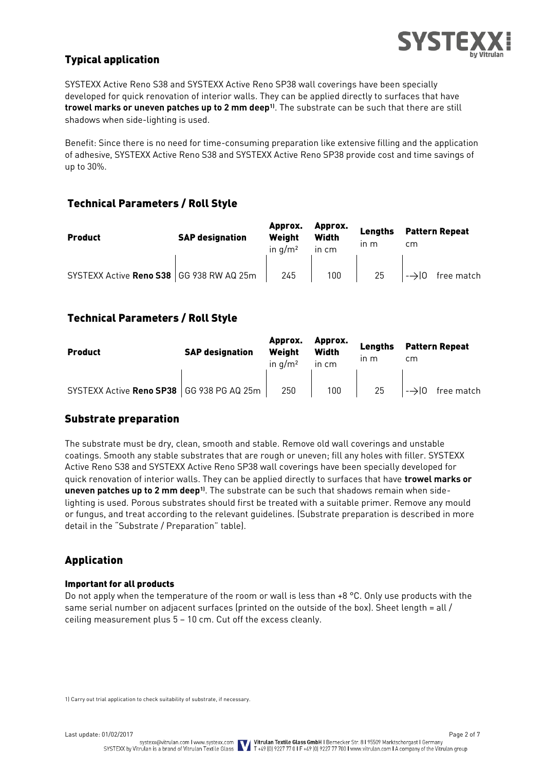## Typical application

SYSTEXX Active Reno S38 and SYSTEXX Active Reno SP38 wall coverings have been specially developed for quick renovation of interior walls. They can be applied directly to surfaces that have **trowel marks or uneven patches up to 2 mm deep[1)]**. The substrate can be such that there are still shadows when side-lighting is used.

Benefit: Since there is no need for time-consuming preparation like extensive filling and the application of adhesive, SYSTEXX Active Reno S38 and SYSTEXX Active Reno SP38 provide cost and time savings of up to 30%.

## Technical Parameters / Roll Style

| Product | SAP designation | Approx. Weight in g/m² | Approx. Width in cm | Lengths in m | Pattern Repeat cm |
|---|---|---|---|---|---|
| SYSTEXX Active **Reno S38** | GG 938 RW AQ 25m | 245 | 100 | 25 | -->\|0 free match |

## Technical Parameters / Roll Style

| Product | SAP designation | Approx. Weight in g/m² | Approx. Width in cm | Lengths in m | Pattern Repeat cm |
|---|---|---|---|---|---|
| SYSTEXX Active **Reno SP38** | GG 938 PG AQ 25m | 250 | 100 | 25 | -->\|0 free match |

## Substrate preparation

The substrate must be dry, clean, smooth and stable. Remove old wall coverings and unstable coatings. Smooth any stable substrates that are rough or uneven; fill any holes with filler. SYSTEXX Active Reno S38 and SYSTEXX Active Reno SP38 wall coverings have been specially developed for quick renovation of interior walls. They can be applied directly to surfaces that have **trowel marks or uneven patches up to 2 mm deep[1)]**. The substrate can be such that shadows remain when side-lighting is used. Porous substrates should first be treated with a suitable primer. Remove any mould or fungus, and treat according to the relevant guidelines. (Substrate preparation is described in more detail in the "Substrate / Preparation" table).

## Application

#### Important for all products

Do not apply when the temperature of the room or wall is less than +8 °C. Only use products with the same serial number on adjacent surfaces (printed on the outside of the box). Sheet length = all / ceiling measurement plus 5 – 10 cm. Cut off the excess cleanly.

1) Carry out trial application to check suitability of substrate, if necessary.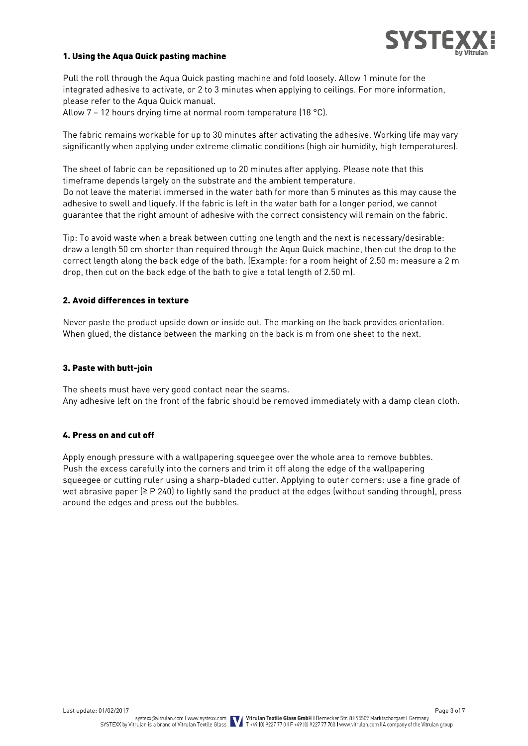## 1. Using the Aqua Quick pasting machine

Pull the roll through the Aqua Quick pasting machine and fold loosely. Allow 1 minute for the integrated adhesive to activate, or 2 to 3 minutes when applying to ceilings. For more information, please refer to the Aqua Quick manual.
Allow 7 – 12 hours drying time at normal room temperature (18 °C).

The fabric remains workable for up to 30 minutes after activating the adhesive. Working life may vary significantly when applying under extreme climatic conditions (high air humidity, high temperatures).

The sheet of fabric can be repositioned up to 20 minutes after applying. Please note that this timeframe depends largely on the substrate and the ambient temperature.
Do not leave the material immersed in the water bath for more than 5 minutes as this may cause the adhesive to swell and liquefy. If the fabric is left in the water bath for a longer period, we cannot guarantee that the right amount of adhesive with the correct consistency will remain on the fabric.

Tip: To avoid waste when a break between cutting one length and the next is necessary/desirable: draw a length 50 cm shorter than required through the Aqua Quick machine, then cut the drop to the correct length along the back edge of the bath. (Example: for a room height of 2.50 m: measure a 2 m drop, then cut on the back edge of the bath to give a total length of 2.50 m).

## 2. Avoid differences in texture

Never paste the product upside down or inside out. The marking on the back provides orientation. When glued, the distance between the marking on the back is m from one sheet to the next.

## 3. Paste with butt-join

The sheets must have very good contact near the seams.
Any adhesive left on the front of the fabric should be removed immediately with a damp clean cloth.

## 4. Press on and cut off

Apply enough pressure with a wallpapering squeegee over the whole area to remove bubbles.
Push the excess carefully into the corners and trim it off along the edge of the wallpapering squeegee or cutting ruler using a sharp-bladed cutter. Applying to outer corners: use a fine grade of wet abrasive paper (≥ P 240) to lightly sand the product at the edges (without sanding through), press around the edges and press out the bubbles.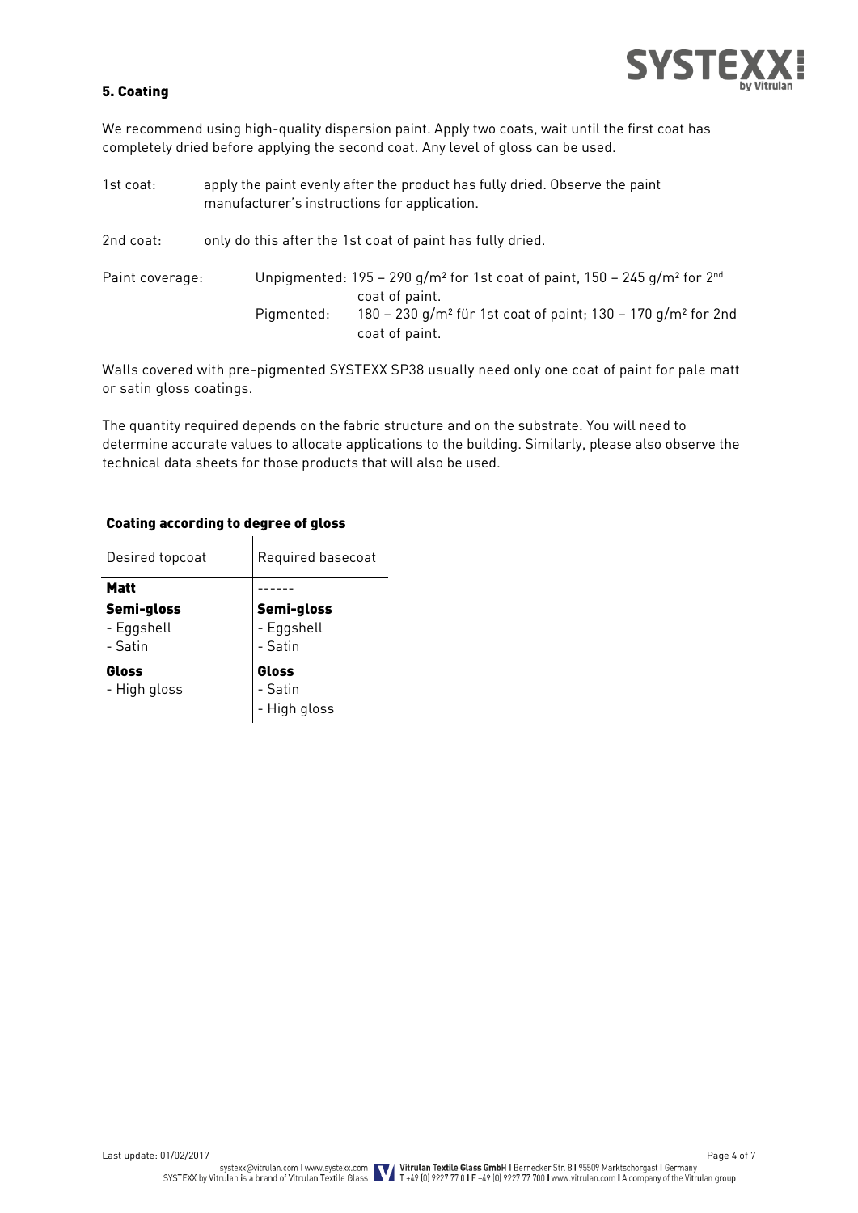## 5. Coating

We recommend using high-quality dispersion paint. Apply two coats, wait until the first coat has completely dried before applying the second coat. Any level of gloss can be used.

1st coat: apply the paint evenly after the product has fully dried. Observe the paint manufacturer's instructions for application.

2nd coat: only do this after the 1st coat of paint has fully dried.

Paint coverage:

| | |
|---|---|
| Unpigmented: | 195 – 290 g/m² for 1st coat of paint, 150 – 245 g/m² for 2nd coat of paint. |
| Pigmented: | 180 – 230 g/m² für 1st coat of paint; 130 – 170 g/m² for 2nd coat of paint. |

Walls covered with pre-pigmented SYSTEXX SP38 usually need only one coat of paint for pale matt or satin gloss coatings.

The quantity required depends on the fabric structure and on the substrate. You will need to determine accurate values to allocate applications to the building. Similarly, please also observe the technical data sheets for those products that will also be used.

### Coating according to degree of gloss

| Desired topcoat | Required basecoat |
|---|---|
| **Matt** | ------ |
| **Semi-gloss**<br>- Eggshell<br>- Satin | **Semi-gloss**<br>- Eggshell<br>- Satin |
| **Gloss**<br>- High gloss | **Gloss**<br>- Satin<br>- High gloss |

Last update: 01/02/2017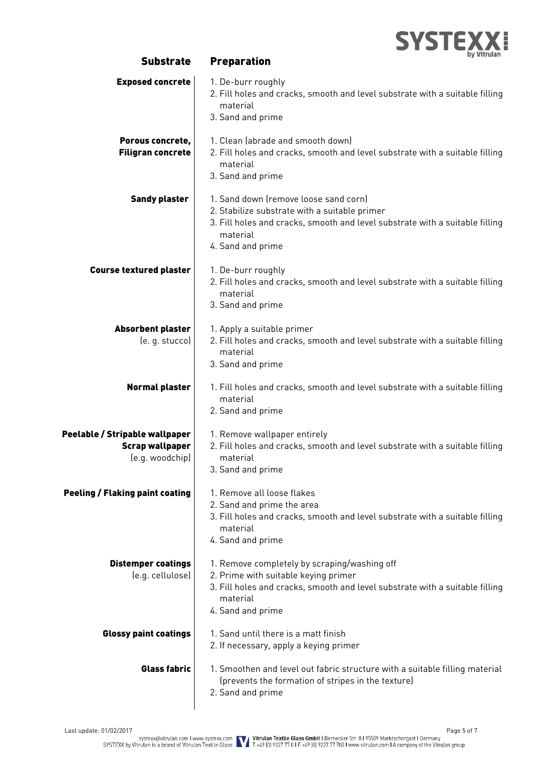| Substrate | Preparation |
|---|---|
| **Exposed concrete** | 1. De-burr roughly<br>2. Fill holes and cracks, smooth and level substrate with a suitable filling material<br>3. Sand and prime |
| **Porous concrete, Filigran concrete** | 1. Clean (abrade and smooth down)<br>2. Fill holes and cracks, smooth and level substrate with a suitable filling material<br>3. Sand and prime |
| **Sandy plaster** | 1. Sand down (remove loose sand corn)<br>2. Stabilize substrate with a suitable primer<br>3. Fill holes and cracks, smooth and level substrate with a suitable filling material<br>4. Sand and prime |
| **Course textured plaster** | 1. De-burr roughly<br>2. Fill holes and cracks, smooth and level substrate with a suitable filling material<br>3. Sand and prime |
| **Absorbent plaster** (e. g. stucco) | 1. Apply a suitable primer<br>2. Fill holes and cracks, smooth and level substrate with a suitable filling material<br>3. Sand and prime |
| **Normal plaster** | 1. Fill holes and cracks, smooth and level substrate with a suitable filling material<br>2. Sand and prime |
| **Peelable / Stripable wallpaper** **Scrap wallpaper** (e.g. woodchip) | 1. Remove wallpaper entirely<br>2. Fill holes and cracks, smooth and level substrate with a suitable filling material<br>3. Sand and prime |
| **Peeling / Flaking paint coating** | 1. Remove all loose flakes<br>2. Sand and prime the area<br>3. Fill holes and cracks, smooth and level substrate with a suitable filling material<br>4. Sand and prime |
| **Distemper coatings** (e.g. cellulose) | 1. Remove completely by scraping/washing off<br>2. Prime with suitable keying primer<br>3. Fill holes and cracks, smooth and level substrate with a suitable filling material<br>4. Sand and prime |
| **Glossy paint coatings** | 1. Sand until there is a matt finish<br>2. If necessary, apply a keying primer |
| **Glass fabric** | 1. Smoothen and level out fabric structure with a suitable filling material (prevents the formation of stripes in the texture)<br>2. Sand and prime |

Last update: 01/02/2017

systexx@vitrulan.com I www.systexx.com
SYSTEXX by Vitrulan is a brand of Vitrulan Textile Glass

**Vitrulan Textile Glass GmbH** I Bernecker Str. 8 I 95509 Marktschorgast I Germany
T +49 (0) 9227 77 0 I F +49 (0) 9227 77 700 I www.vitrulan.com I A company of the Vitrulan group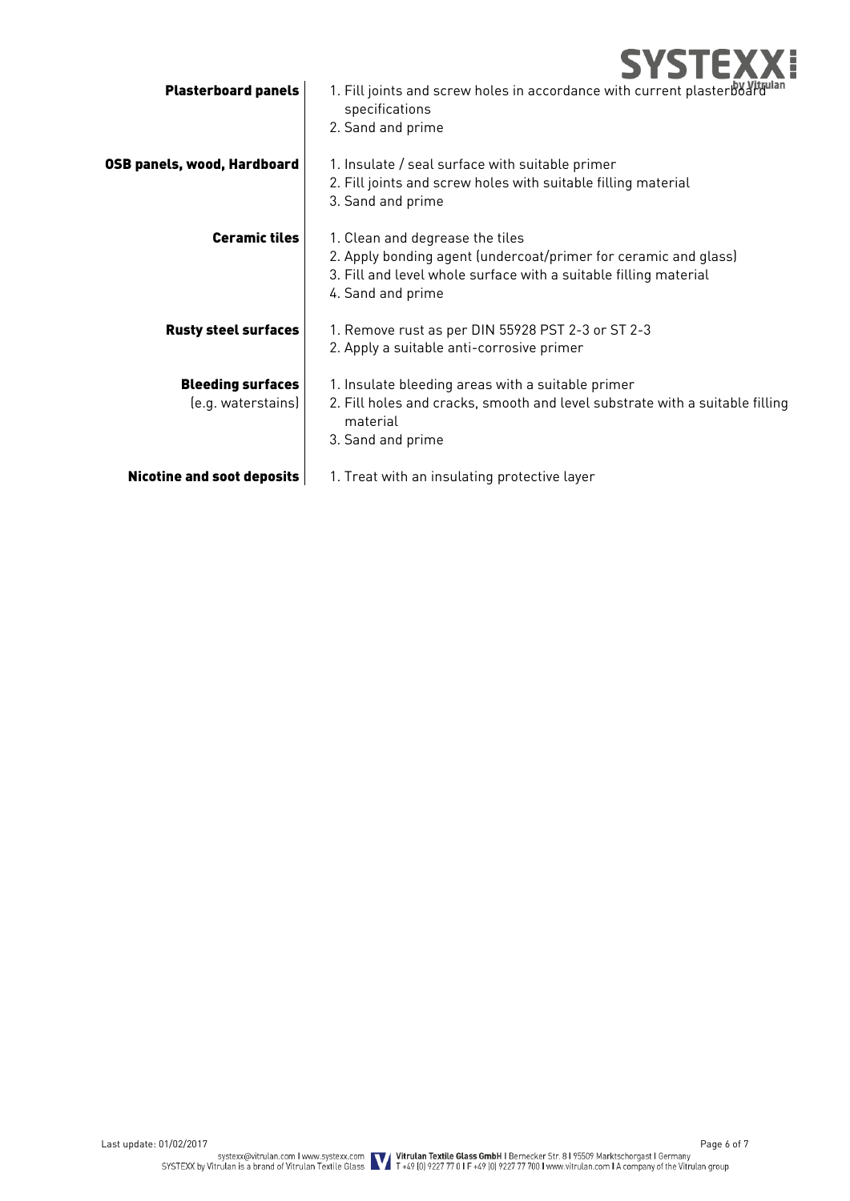| Substrate | Treatment |
| --- | --- |
| **Plasterboard panels** | 1. Fill joints and screw holes in accordance with current plasterboard specifications<br>2. Sand and prime |
| **OSB panels, wood, Hardboard** | 1. Insulate / seal surface with suitable primer<br>2. Fill joints and screw holes with suitable filling material<br>3. Sand and prime |
| **Ceramic tiles** | 1. Clean and degrease the tiles<br>2. Apply bonding agent (undercoat/primer for ceramic and glass)<br>3. Fill and level whole surface with a suitable filling material<br>4. Sand and prime |
| **Rusty steel surfaces** | 1. Remove rust as per DIN 55928 PST 2-3 or ST 2-3<br>2. Apply a suitable anti-corrosive primer |
| **Bleeding surfaces** (e.g. waterstains) | 1. Insulate bleeding areas with a suitable primer<br>2. Fill holes and cracks, smooth and level substrate with a suitable filling material<br>3. Sand and prime |
| **Nicotine and soot deposits** | 1. Treat with an insulating protective layer |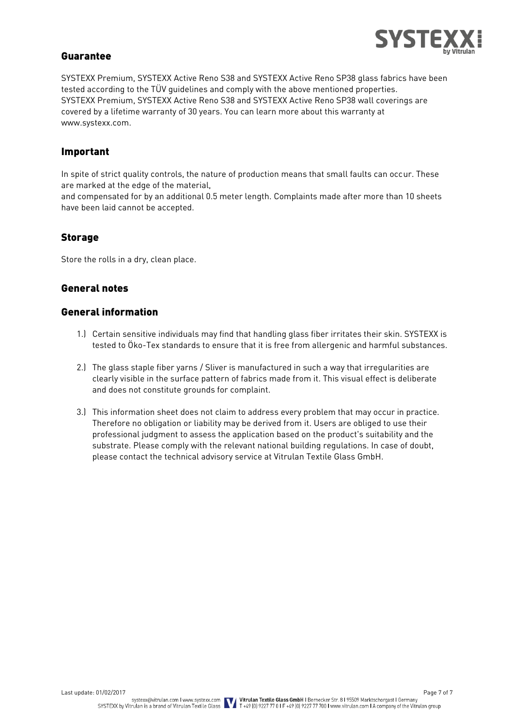## Guarantee

SYSTEXX Premium, SYSTEXX Active Reno S38 and SYSTEXX Active Reno SP38 glass fabrics have been tested according to the TÜV guidelines and comply with the above mentioned properties.
SYSTEXX Premium, SYSTEXX Active Reno S38 and SYSTEXX Active Reno SP38 wall coverings are covered by a lifetime warranty of 30 years. You can learn more about this warranty at www.systexx.com.

## Important

In spite of strict quality controls, the nature of production means that small faults can occur. These are marked at the edge of the material,
and compensated for by an additional 0.5 meter length. Complaints made after more than 10 sheets have been laid cannot be accepted.

## Storage

Store the rolls in a dry, clean place.

## General notes

## General information

1.) Certain sensitive individuals may find that handling glass fiber irritates their skin. SYSTEXX is tested to Öko-Tex standards to ensure that it is free from allergenic and harmful substances.

2.) The glass staple fiber yarns / Sliver is manufactured in such a way that irregularities are clearly visible in the surface pattern of fabrics made from it. This visual effect is deliberate and does not constitute grounds for complaint.

3.) This information sheet does not claim to address every problem that may occur in practice. Therefore no obligation or liability may be derived from it. Users are obliged to use their professional judgment to assess the application based on the product's suitability and the substrate. Please comply with the relevant national building regulations. In case of doubt, please contact the technical advisory service at Vitrulan Textile Glass GmbH.

Last update: 01/02/2017